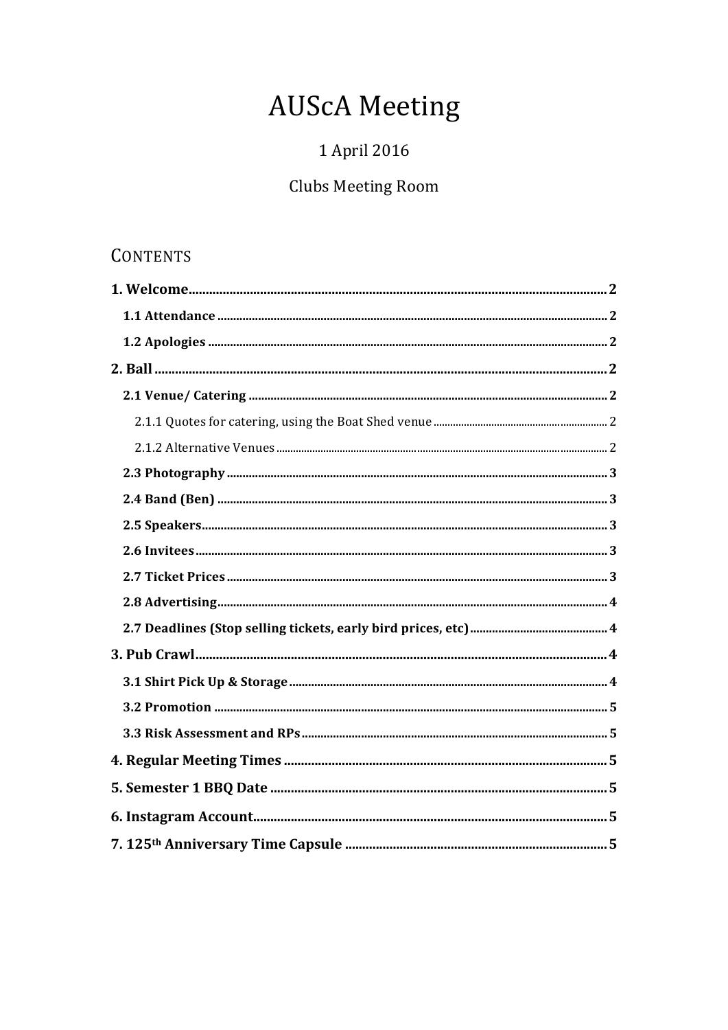# AUScA Meeting

1 April 2016

Clubs Meeting Room

## Contents

**1. Welcome** .......... 2

- **1.1 Attendance** .......... 2
- **1.2 Apologies** .......... 2

**2. Ball** .......... 2

- **2.1 Venue/ Catering** .......... 2
  - 2.1.1 Quotes for catering, using the Boat Shed venue .......... 2
  - 2.1.2 Alternative Venues .......... 2
- **2.3 Photography** .......... 3
- **2.4 Band (Ben)** .......... 3
- **2.5 Speakers** .......... 3
- **2.6 Invitees** .......... 3
- **2.7 Ticket Prices** .......... 3
- **2.8 Advertising** .......... 4
- **2.7 Deadlines (Stop selling tickets, early bird prices, etc)** .......... 4

**3. Pub Crawl** .......... 4

- **3.1 Shirt Pick Up & Storage** .......... 4
- **3.2 Promotion** .......... 5
- **3.3 Risk Assessment and RPs** .......... 5

**4. Regular Meeting Times** .......... 5

**5. Semester 1 BBQ Date** .......... 5

**6. Instagram Account** .......... 5

**7. 125th Anniversary Time Capsule** .......... 5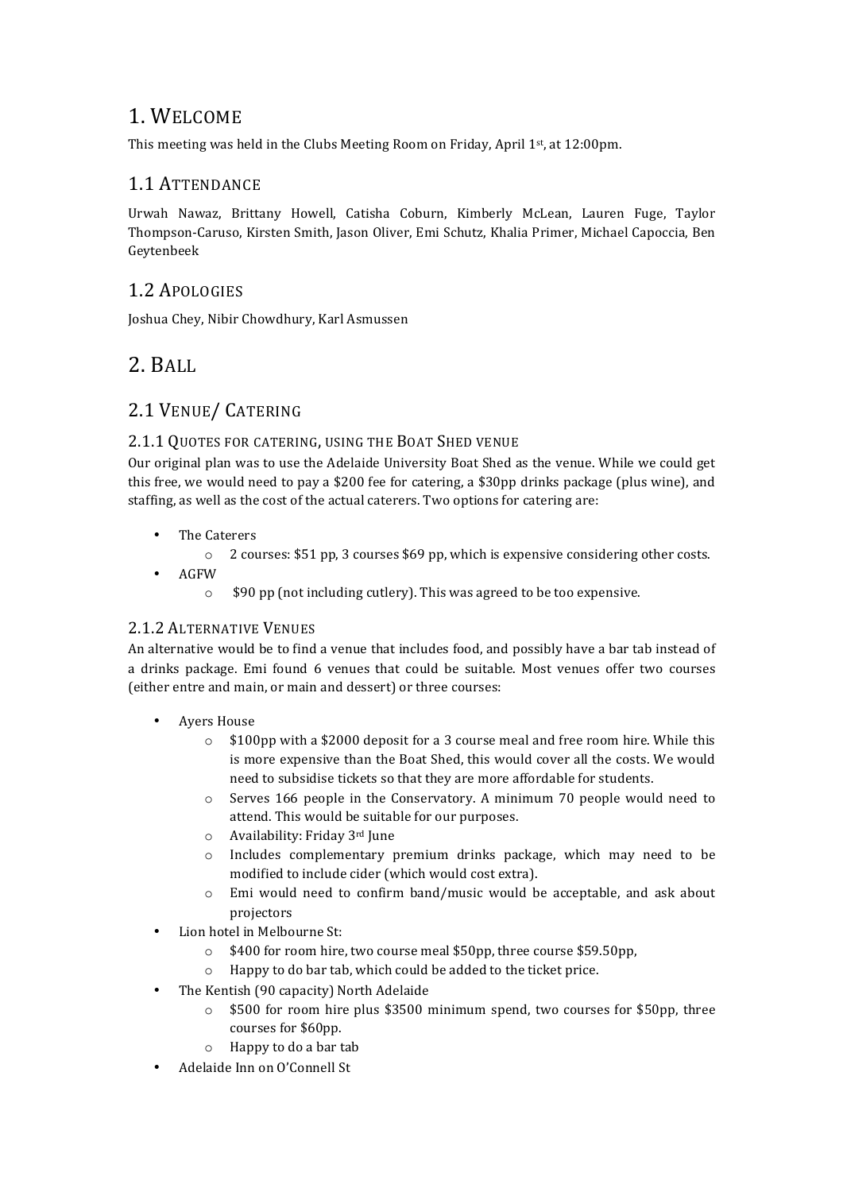# 1. Welcome

This meeting was held in the Clubs Meeting Room on Friday, April 1st, at 12:00pm.

## 1.1 Attendance

Urwah Nawaz, Brittany Howell, Catisha Coburn, Kimberly McLean, Lauren Fuge, Taylor Thompson-Caruso, Kirsten Smith, Jason Oliver, Emi Schutz, Khalia Primer, Michael Capoccia, Ben Geytenbeek

## 1.2 Apologies

Joshua Chey, Nibir Chowdhury, Karl Asmussen

# 2. Ball

## 2.1 Venue/ Catering

### 2.1.1 Quotes for catering, using the Boat Shed venue

Our original plan was to use the Adelaide University Boat Shed as the venue. While we could get this free, we would need to pay a $200 fee for catering, a $30pp drinks package (plus wine), and staffing, as well as the cost of the actual caterers. Two options for catering are:

- The Caterers
    - 2 courses: $51 pp, 3 courses $69 pp, which is expensive considering other costs.
- AGFW
    - $90 pp (not including cutlery). This was agreed to be too expensive.

### 2.1.2 Alternative Venues

An alternative would be to find a venue that includes food, and possibly have a bar tab instead of a drinks package. Emi found 6 venues that could be suitable. Most venues offer two courses (either entre and main, or main and dessert) or three courses:

- Ayers House
    - $100pp with a $2000 deposit for a 3 course meal and free room hire. While this is more expensive than the Boat Shed, this would cover all the costs. We would need to subsidise tickets so that they are more affordable for students.
    - Serves 166 people in the Conservatory. A minimum 70 people would need to attend. This would be suitable for our purposes.
    - Availability: Friday 3rd June
    - Includes complementary premium drinks package, which may need to be modified to include cider (which would cost extra).
    - Emi would need to confirm band/music would be acceptable, and ask about projectors
- Lion hotel in Melbourne St:
    - $400 for room hire, two course meal $50pp, three course $59.50pp,
    - Happy to do bar tab, which could be added to the ticket price.
- The Kentish (90 capacity) North Adelaide
    - $500 for room hire plus $3500 minimum spend, two courses for $50pp, three courses for $60pp.
    - Happy to do a bar tab
- Adelaide Inn on O'Connell St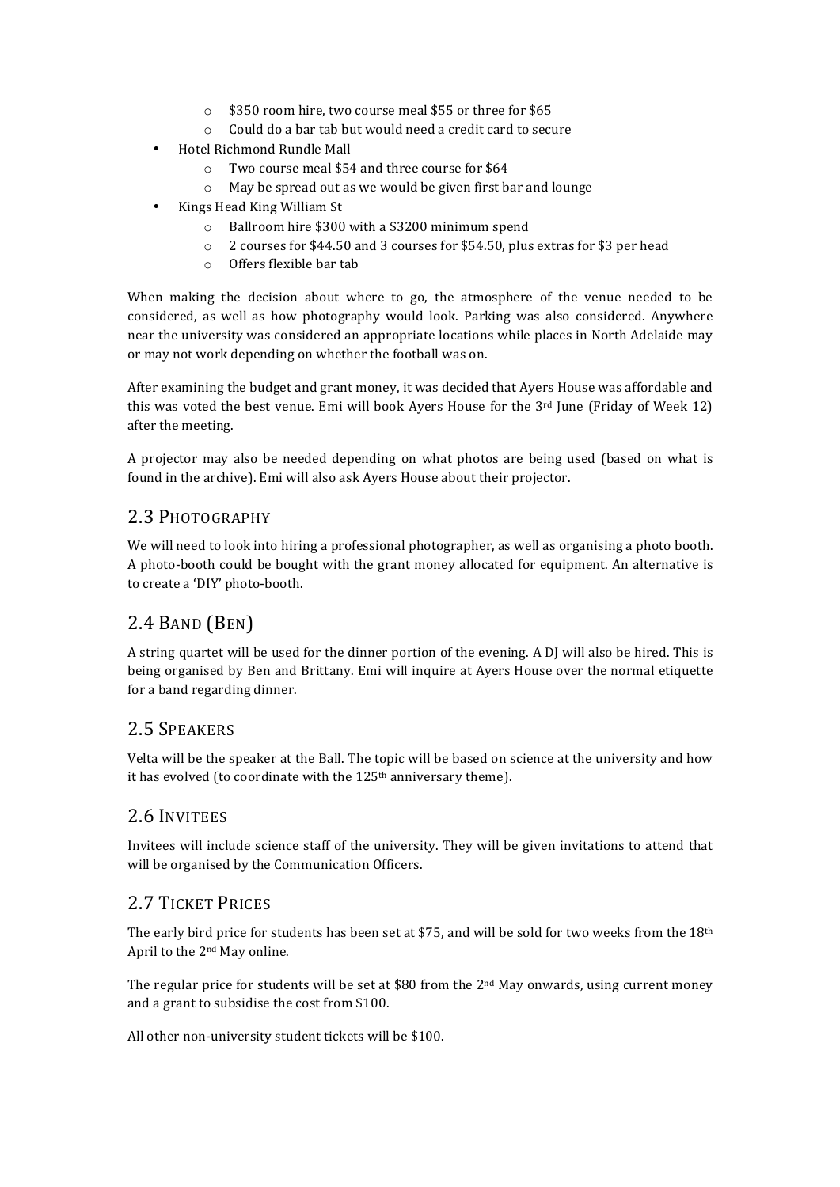- $350 room hire, two course meal $55 or three for $65
  - Could do a bar tab but would need a credit card to secure
- Hotel Richmond Rundle Mall
  - Two course meal $54 and three course for $64
  - May be spread out as we would be given first bar and lounge
- Kings Head King William St
  - Ballroom hire $300 with a $3200 minimum spend
  - 2 courses for $44.50 and 3 courses for $54.50, plus extras for $3 per head
  - Offers flexible bar tab

When making the decision about where to go, the atmosphere of the venue needed to be considered, as well as how photography would look. Parking was also considered. Anywhere near the university was considered an appropriate locations while places in North Adelaide may or may not work depending on whether the football was on.

After examining the budget and grant money, it was decided that Ayers House was affordable and this was voted the best venue. Emi will book Ayers House for the 3rd June (Friday of Week 12) after the meeting.

A projector may also be needed depending on what photos are being used (based on what is found in the archive). Emi will also ask Ayers House about their projector.

## 2.3 Photography

We will need to look into hiring a professional photographer, as well as organising a photo booth. A photo-booth could be bought with the grant money allocated for equipment. An alternative is to create a 'DIY' photo-booth.

## 2.4 Band (Ben)

A string quartet will be used for the dinner portion of the evening. A DJ will also be hired. This is being organised by Ben and Brittany. Emi will inquire at Ayers House over the normal etiquette for a band regarding dinner.

## 2.5 Speakers

Velta will be the speaker at the Ball. The topic will be based on science at the university and how it has evolved (to coordinate with the 125th anniversary theme).

## 2.6 Invitees

Invitees will include science staff of the university. They will be given invitations to attend that will be organised by the Communication Officers.

## 2.7 Ticket Prices

The early bird price for students has been set at $75, and will be sold for two weeks from the 18th April to the 2nd May online.

The regular price for students will be set at $80 from the 2nd May onwards, using current money and a grant to subsidise the cost from $100.

All other non-university student tickets will be $100.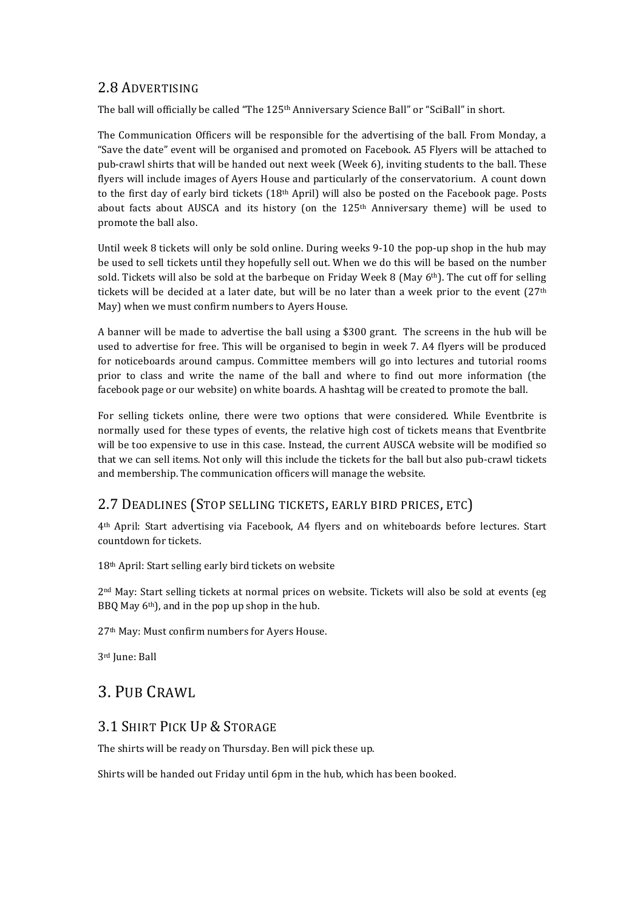## 2.8 Advertising

The ball will officially be called "The 125th Anniversary Science Ball" or "SciBall" in short.

The Communication Officers will be responsible for the advertising of the ball. From Monday, a "Save the date" event will be organised and promoted on Facebook. A5 Flyers will be attached to pub-crawl shirts that will be handed out next week (Week 6), inviting students to the ball. These flyers will include images of Ayers House and particularly of the conservatorium. A count down to the first day of early bird tickets (18th April) will also be posted on the Facebook page. Posts about facts about AUSCA and its history (on the 125th Anniversary theme) will be used to promote the ball also.

Until week 8 tickets will only be sold online. During weeks 9-10 the pop-up shop in the hub may be used to sell tickets until they hopefully sell out. When we do this will be based on the number sold. Tickets will also be sold at the barbeque on Friday Week 8 (May 6th). The cut off for selling tickets will be decided at a later date, but will be no later than a week prior to the event (27th May) when we must confirm numbers to Ayers House.

A banner will be made to advertise the ball using a $300 grant. The screens in the hub will be used to advertise for free. This will be organised to begin in week 7. A4 flyers will be produced for noticeboards around campus. Committee members will go into lectures and tutorial rooms prior to class and write the name of the ball and where to find out more information (the facebook page or our website) on white boards. A hashtag will be created to promote the ball.

For selling tickets online, there were two options that were considered. While Eventbrite is normally used for these types of events, the relative high cost of tickets means that Eventbrite will be too expensive to use in this case. Instead, the current AUSCA website will be modified so that we can sell items. Not only will this include the tickets for the ball but also pub-crawl tickets and membership. The communication officers will manage the website.

## 2.7 Deadlines (Stop selling tickets, early bird prices, etc)

4th April: Start advertising via Facebook, A4 flyers and on whiteboards before lectures. Start countdown for tickets.

18th April: Start selling early bird tickets on website

2nd May: Start selling tickets at normal prices on website. Tickets will also be sold at events (eg BBQ May 6th), and in the pop up shop in the hub.

27th May: Must confirm numbers for Ayers House.

3rd June: Ball

# 3. Pub Crawl

## 3.1 Shirt Pick Up & Storage

The shirts will be ready on Thursday. Ben will pick these up.

Shirts will be handed out Friday until 6pm in the hub, which has been booked.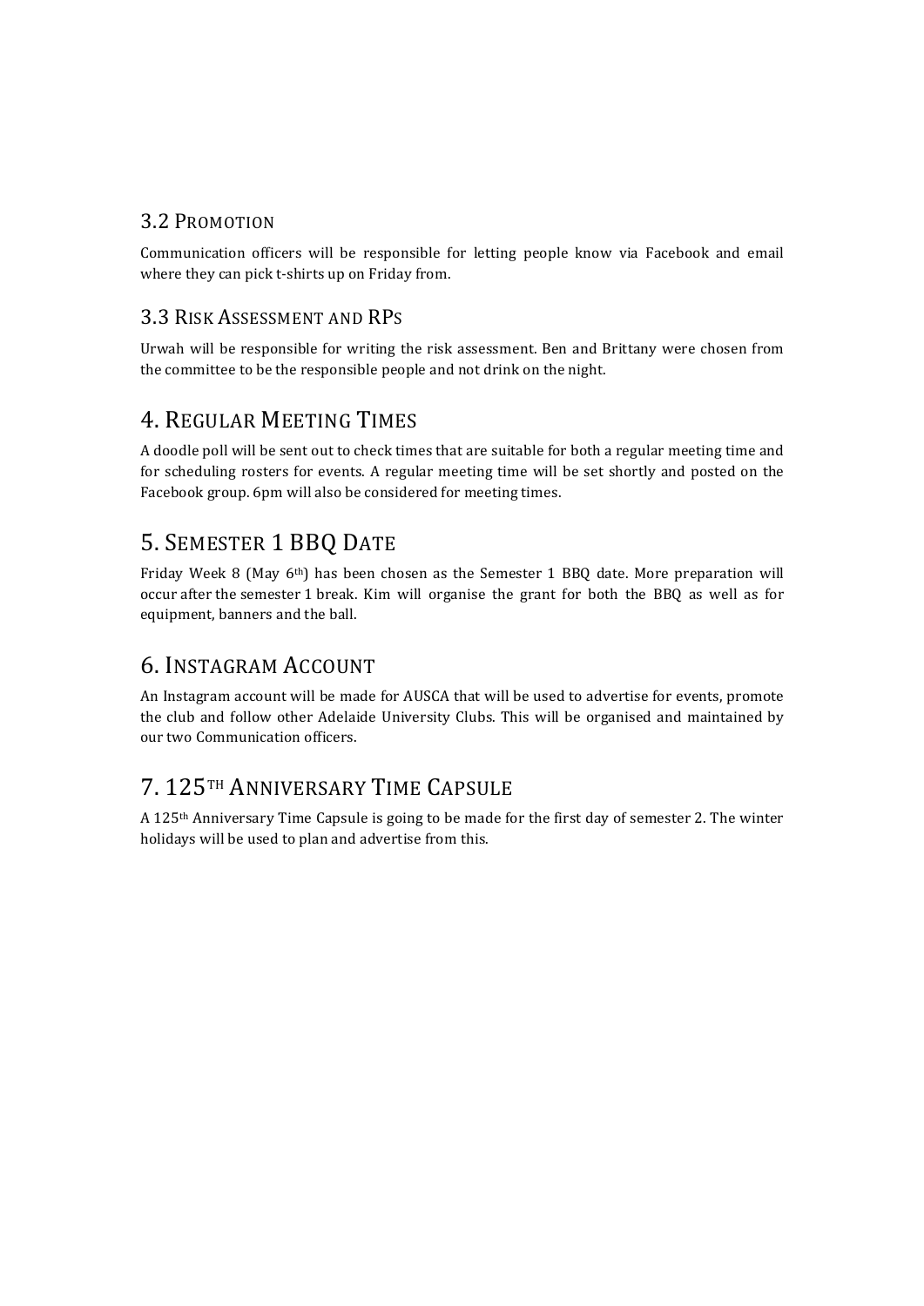### 3.2 Promotion

Communication officers will be responsible for letting people know via Facebook and email where they can pick t-shirts up on Friday from.

### 3.3 Risk Assessment and RPs

Urwah will be responsible for writing the risk assessment. Ben and Brittany were chosen from the committee to be the responsible people and not drink on the night.

## 4. Regular Meeting Times

A doodle poll will be sent out to check times that are suitable for both a regular meeting time and for scheduling rosters for events. A regular meeting time will be set shortly and posted on the Facebook group. 6pm will also be considered for meeting times.

## 5. Semester 1 BBQ Date

Friday Week 8 (May 6th) has been chosen as the Semester 1 BBQ date. More preparation will occur after the semester 1 break. Kim will organise the grant for both the BBQ as well as for equipment, banners and the ball.

## 6. Instagram Account

An Instagram account will be made for AUSCA that will be used to advertise for events, promote the club and follow other Adelaide University Clubs. This will be organised and maintained by our two Communication officers.

## 7. 125th Anniversary Time Capsule

A 125th Anniversary Time Capsule is going to be made for the first day of semester 2. The winter holidays will be used to plan and advertise from this.